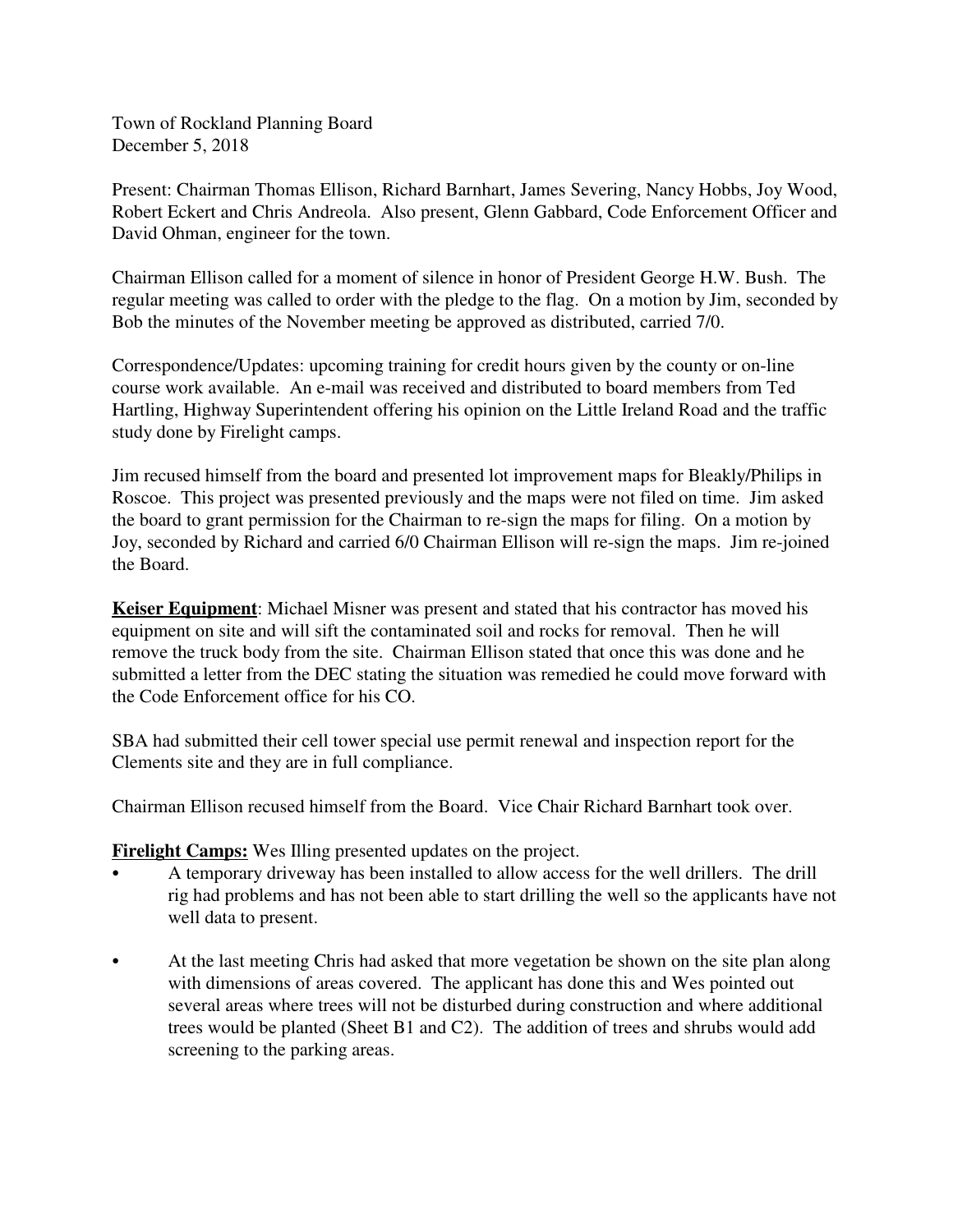Town of Rockland Planning Board
December 5, 2018

Present: Chairman Thomas Ellison, Richard Barnhart, James Severing, Nancy Hobbs, Joy Wood, Robert Eckert and Chris Andreola. Also present, Glenn Gabbard, Code Enforcement Officer and David Ohman, engineer for the town.

Chairman Ellison called for a moment of silence in honor of President George H.W. Bush. The regular meeting was called to order with the pledge to the flag. On a motion by Jim, seconded by Bob the minutes of the November meeting be approved as distributed, carried 7/0.

Correspondence/Updates: upcoming training for credit hours given by the county or on-line course work available. An e-mail was received and distributed to board members from Ted Hartling, Highway Superintendent offering his opinion on the Little Ireland Road and the traffic study done by Firelight camps.

Jim recused himself from the board and presented lot improvement maps for Bleakly/Philips in Roscoe. This project was presented previously and the maps were not filed on time. Jim asked the board to grant permission for the Chairman to re-sign the maps for filing. On a motion by Joy, seconded by Richard and carried 6/0 Chairman Ellison will re-sign the maps. Jim re-joined the Board.

**Keiser Equipment**: Michael Misner was present and stated that his contractor has moved his equipment on site and will sift the contaminated soil and rocks for removal. Then he will remove the truck body from the site. Chairman Ellison stated that once this was done and he submitted a letter from the DEC stating the situation was remedied he could move forward with the Code Enforcement office for his CO.

SBA had submitted their cell tower special use permit renewal and inspection report for the Clements site and they are in full compliance.

Chairman Ellison recused himself from the Board. Vice Chair Richard Barnhart took over.

**Firelight Camps:** Wes Illing presented updates on the project.

- A temporary driveway has been installed to allow access for the well drillers. The drill rig had problems and has not been able to start drilling the well so the applicants have not well data to present.

- At the last meeting Chris had asked that more vegetation be shown on the site plan along with dimensions of areas covered. The applicant has done this and Wes pointed out several areas where trees will not be disturbed during construction and where additional trees would be planted (Sheet B1 and C2). The addition of trees and shrubs would add screening to the parking areas.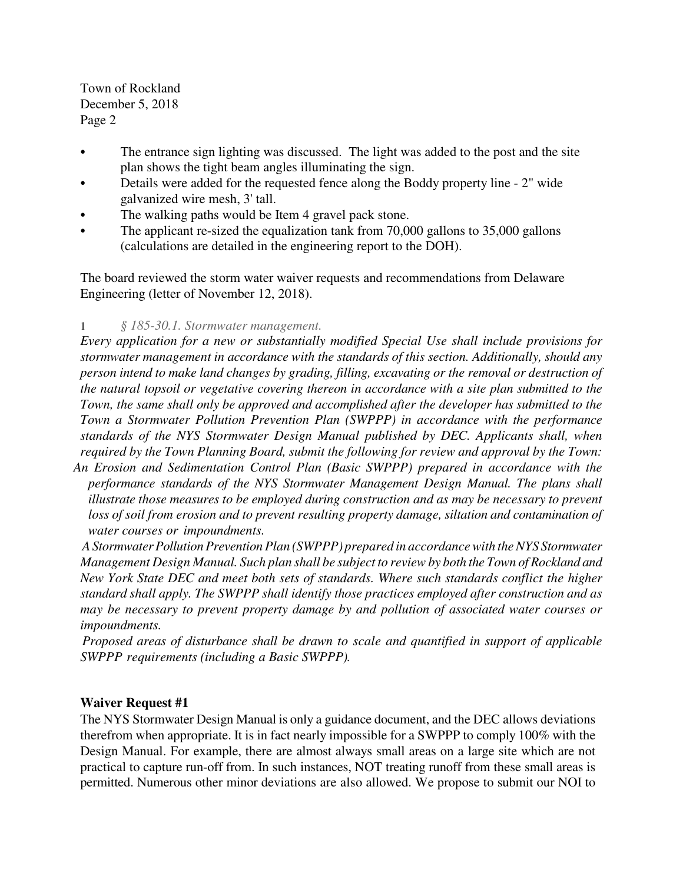- The entrance sign lighting was discussed. The light was added to the post and the site plan shows the tight beam angles illuminating the sign.
- Details were added for the requested fence along the Boddy property line - 2" wide galvanized wire mesh, 3' tall.
- The walking paths would be Item 4 gravel pack stone.
- The applicant re-sized the equalization tank from 70,000 gallons to 35,000 gallons (calculations are detailed in the engineering report to the DOH).

The board reviewed the storm water waiver requests and recommendations from Delaware Engineering (letter of November 12, 2018).

1 *§ 185-30.1. Stormwater management.*

*Every application for a new or substantially modified Special Use shall include provisions for stormwater management in accordance with the standards of this section. Additionally, should any person intend to make land changes by grading, filling, excavating or the removal or destruction of the natural topsoil or vegetative covering thereon in accordance with a site plan submitted to the Town, the same shall only be approved and accomplished after the developer has submitted to the Town a Stormwater Pollution Prevention Plan (SWPPP) in accordance with the performance standards of the NYS Stormwater Design Manual published by DEC. Applicants shall, when required by the Town Planning Board, submit the following for review and approval by the Town:*

*An Erosion and Sedimentation Control Plan (Basic SWPPP) prepared in accordance with the performance standards of the NYS Stormwater Management Design Manual. The plans shall illustrate those measures to be employed during construction and as may be necessary to prevent loss of soil from erosion and to prevent resulting property damage, siltation and contamination of water courses or impoundments.*

*A Stormwater Pollution Prevention Plan (SWPPP) prepared in accordance with the NYS Stormwater Management Design Manual. Such plan shall be subject to review by both the Town of Rockland and New York State DEC and meet both sets of standards. Where such standards conflict the higher standard shall apply. The SWPPP shall identify those practices employed after construction and as may be necessary to prevent property damage by and pollution of associated water courses or impoundments.*

*Proposed areas of disturbance shall be drawn to scale and quantified in support of applicable SWPPP requirements (including a Basic SWPPP).*

**Waiver Request #1**

The NYS Stormwater Design Manual is only a guidance document, and the DEC allows deviations therefrom when appropriate. It is in fact nearly impossible for a SWPPP to comply 100% with the Design Manual. For example, there are almost always small areas on a large site which are not practical to capture run-off from. In such instances, NOT treating runoff from these small areas is permitted. Numerous other minor deviations are also allowed. We propose to submit our NOI to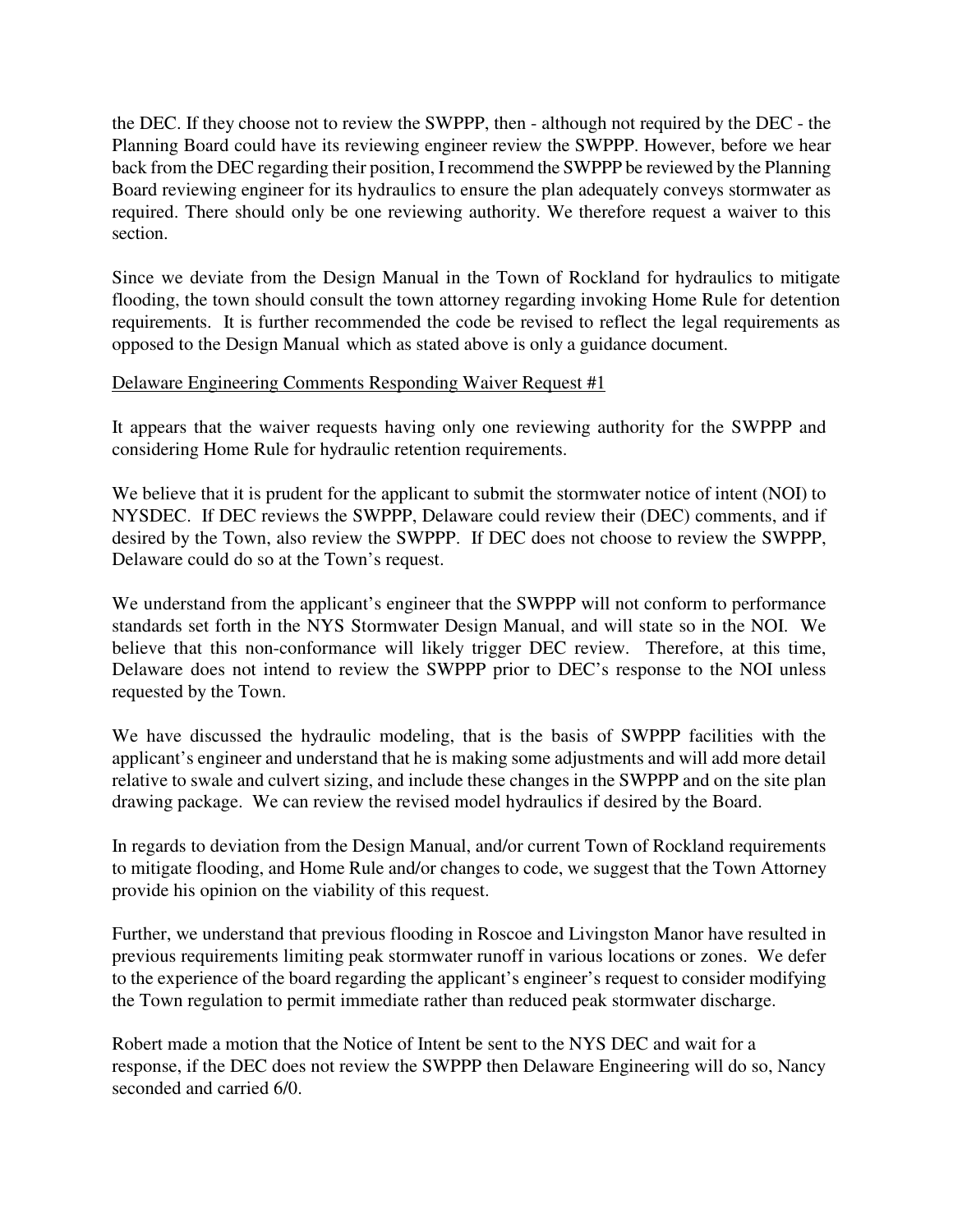the DEC. If they choose not to review the SWPPP, then - although not required by the DEC - the Planning Board could have its reviewing engineer review the SWPPP. However, before we hear back from the DEC regarding their position, I recommend the SWPPP be reviewed by the Planning Board reviewing engineer for its hydraulics to ensure the plan adequately conveys stormwater as required. There should only be one reviewing authority. We therefore request a waiver to this section.

Since we deviate from the Design Manual in the Town of Rockland for hydraulics to mitigate flooding, the town should consult the town attorney regarding invoking Home Rule for detention requirements. It is further recommended the code be revised to reflect the legal requirements as opposed to the Design Manual which as stated above is only a guidance document.

Delaware Engineering Comments Responding Waiver Request #1

It appears that the waiver requests having only one reviewing authority for the SWPPP and considering Home Rule for hydraulic retention requirements.

We believe that it is prudent for the applicant to submit the stormwater notice of intent (NOI) to NYSDEC. If DEC reviews the SWPPP, Delaware could review their (DEC) comments, and if desired by the Town, also review the SWPPP. If DEC does not choose to review the SWPPP, Delaware could do so at the Town's request.

We understand from the applicant's engineer that the SWPPP will not conform to performance standards set forth in the NYS Stormwater Design Manual, and will state so in the NOI. We believe that this non-conformance will likely trigger DEC review. Therefore, at this time, Delaware does not intend to review the SWPPP prior to DEC's response to the NOI unless requested by the Town.

We have discussed the hydraulic modeling, that is the basis of SWPPP facilities with the applicant's engineer and understand that he is making some adjustments and will add more detail relative to swale and culvert sizing, and include these changes in the SWPPP and on the site plan drawing package. We can review the revised model hydraulics if desired by the Board.

In regards to deviation from the Design Manual, and/or current Town of Rockland requirements to mitigate flooding, and Home Rule and/or changes to code, we suggest that the Town Attorney provide his opinion on the viability of this request.

Further, we understand that previous flooding in Roscoe and Livingston Manor have resulted in previous requirements limiting peak stormwater runoff in various locations or zones. We defer to the experience of the board regarding the applicant's engineer's request to consider modifying the Town regulation to permit immediate rather than reduced peak stormwater discharge.

Robert made a motion that the Notice of Intent be sent to the NYS DEC and wait for a response, if the DEC does not review the SWPPP then Delaware Engineering will do so, Nancy seconded and carried 6/0.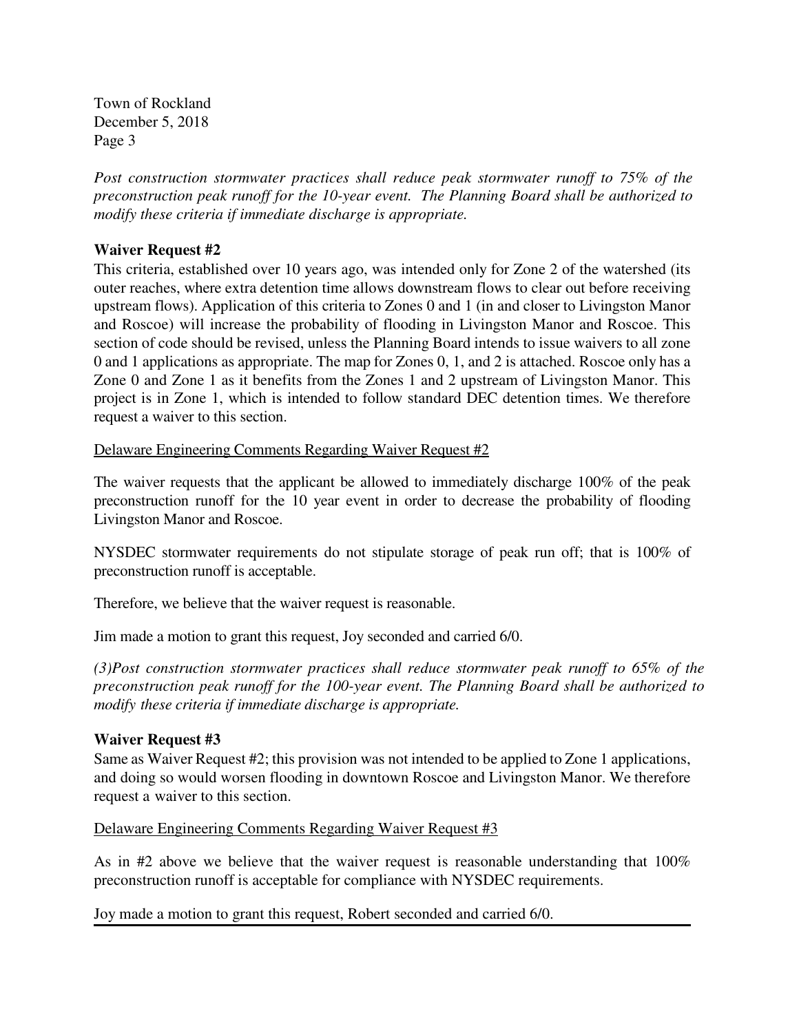*Post construction stormwater practices shall reduce peak stormwater runoff to 75% of the preconstruction peak runoff for the 10-year event. The Planning Board shall be authorized to modify these criteria if immediate discharge is appropriate.*

**Waiver Request #2**

This criteria, established over 10 years ago, was intended only for Zone 2 of the watershed (its outer reaches, where extra detention time allows downstream flows to clear out before receiving upstream flows). Application of this criteria to Zones 0 and 1 (in and closer to Livingston Manor and Roscoe) will increase the probability of flooding in Livingston Manor and Roscoe. This section of code should be revised, unless the Planning Board intends to issue waivers to all zone 0 and 1 applications as appropriate. The map for Zones 0, 1, and 2 is attached. Roscoe only has a Zone 0 and Zone 1 as it benefits from the Zones 1 and 2 upstream of Livingston Manor. This project is in Zone 1, which is intended to follow standard DEC detention times. We therefore request a waiver to this section.

<u>Delaware Engineering Comments Regarding Waiver Request #2</u>

The waiver requests that the applicant be allowed to immediately discharge 100% of the peak preconstruction runoff for the 10 year event in order to decrease the probability of flooding Livingston Manor and Roscoe.

NYSDEC stormwater requirements do not stipulate storage of peak run off; that is 100% of preconstruction runoff is acceptable.

Therefore, we believe that the waiver request is reasonable.

Jim made a motion to grant this request, Joy seconded and carried 6/0.

*(3)Post construction stormwater practices shall reduce stormwater peak runoff to 65% of the preconstruction peak runoff for the 100-year event. The Planning Board shall be authorized to modify these criteria if immediate discharge is appropriate.*

**Waiver Request #3**

Same as Waiver Request #2; this provision was not intended to be applied to Zone 1 applications, and doing so would worsen flooding in downtown Roscoe and Livingston Manor. We therefore request a waiver to this section.

<u>Delaware Engineering Comments Regarding Waiver Request #3</u>

As in #2 above we believe that the waiver request is reasonable understanding that 100% preconstruction runoff is acceptable for compliance with NYSDEC requirements.

Joy made a motion to grant this request, Robert seconded and carried 6/0.

---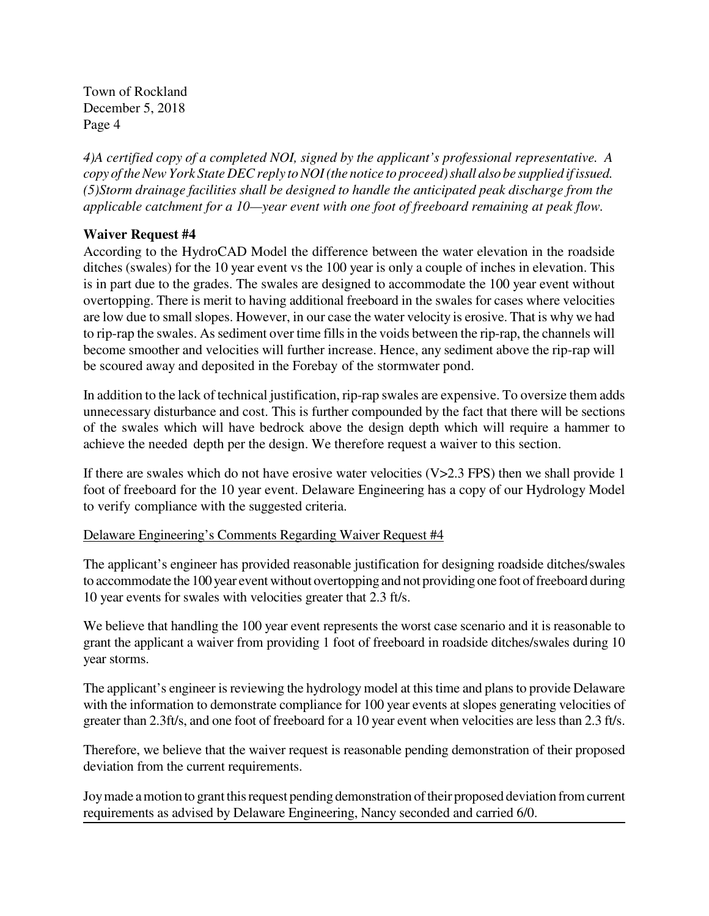*4)A certified copy of a completed NOI, signed by the applicant's professional representative. A copy of the New York State DEC reply to NOI (the notice to proceed) shall also be supplied if issued. (5)Storm drainage facilities shall be designed to handle the anticipated peak discharge from the applicable catchment for a 10—year event with one foot of freeboard remaining at peak flow.*

**Waiver Request #4**

According to the HydroCAD Model the difference between the water elevation in the roadside ditches (swales) for the 10 year event vs the 100 year is only a couple of inches in elevation. This is in part due to the grades. The swales are designed to accommodate the 100 year event without overtopping. There is merit to having additional freeboard in the swales for cases where velocities are low due to small slopes. However, in our case the water velocity is erosive. That is why we had to rip-rap the swales. As sediment over time fills in the voids between the rip-rap, the channels will become smoother and velocities will further increase. Hence, any sediment above the rip-rap will be scoured away and deposited in the Forebay of the stormwater pond.

In addition to the lack of technical justification, rip-rap swales are expensive. To oversize them adds unnecessary disturbance and cost. This is further compounded by the fact that there will be sections of the swales which will have bedrock above the design depth which will require a hammer to achieve the needed depth per the design. We therefore request a waiver to this section.

If there are swales which do not have erosive water velocities (V>2.3 FPS) then we shall provide 1 foot of freeboard for the 10 year event. Delaware Engineering has a copy of our Hydrology Model to verify compliance with the suggested criteria.

<u>Delaware Engineering's Comments Regarding Waiver Request #4</u>

The applicant's engineer has provided reasonable justification for designing roadside ditches/swales to accommodate the 100 year event without overtopping and not providing one foot of freeboard during 10 year events for swales with velocities greater that 2.3 ft/s.

We believe that handling the 100 year event represents the worst case scenario and it is reasonable to grant the applicant a waiver from providing 1 foot of freeboard in roadside ditches/swales during 10 year storms.

The applicant's engineer is reviewing the hydrology model at this time and plans to provide Delaware with the information to demonstrate compliance for 100 year events at slopes generating velocities of greater than 2.3ft/s, and one foot of freeboard for a 10 year event when velocities are less than 2.3 ft/s.

Therefore, we believe that the waiver request is reasonable pending demonstration of their proposed deviation from the current requirements.

Joy made a motion to grant this request pending demonstration of their proposed deviation from current requirements as advised by Delaware Engineering, Nancy seconded and carried 6/0.

---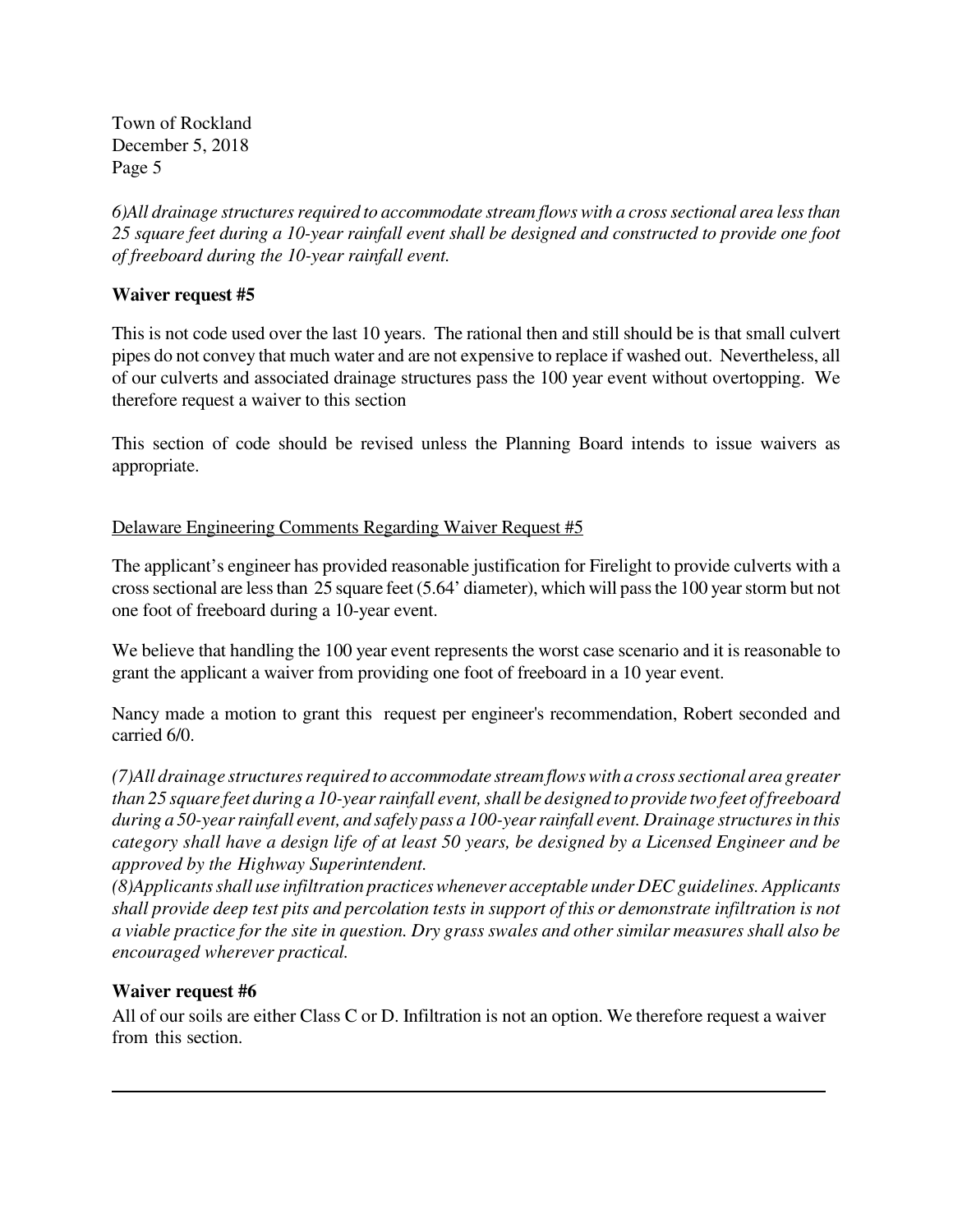*6)All drainage structures required to accommodate stream flows with a cross sectional area less than 25 square feet during a 10-year rainfall event shall be designed and constructed to provide one foot of freeboard during the 10-year rainfall event.*

**Waiver request #5**

This is not code used over the last 10 years. The rational then and still should be is that small culvert pipes do not convey that much water and are not expensive to replace if washed out. Nevertheless, all of our culverts and associated drainage structures pass the 100 year event without overtopping. We therefore request a waiver to this section

This section of code should be revised unless the Planning Board intends to issue waivers as appropriate.

<u>Delaware Engineering Comments Regarding Waiver Request #5</u>

The applicant's engineer has provided reasonable justification for Firelight to provide culverts with a cross sectional are less than 25 square feet (5.64' diameter), which will pass the 100 year storm but not one foot of freeboard during a 10-year event.

We believe that handling the 100 year event represents the worst case scenario and it is reasonable to grant the applicant a waiver from providing one foot of freeboard in a 10 year event.

Nancy made a motion to grant this request per engineer's recommendation, Robert seconded and carried 6/0.

*(7)All drainage structures required to accommodate stream flows with a cross sectional area greater than 25 square feet during a 10-year rainfall event, shall be designed to provide two feet of freeboard during a 50-year rainfall event, and safely pass a 100-year rainfall event. Drainage structures in this category shall have a design life of at least 50 years, be designed by a Licensed Engineer and be approved by the Highway Superintendent.*

*(8)Applicants shall use infiltration practices whenever acceptable under DEC guidelines. Applicants shall provide deep test pits and percolation tests in support of this or demonstrate infiltration is not a viable practice for the site in question. Dry grass swales and other similar measures shall also be encouraged wherever practical.*

**Waiver request #6**

All of our soils are either Class C or D. Infiltration is not an option. We therefore request a waiver from this section.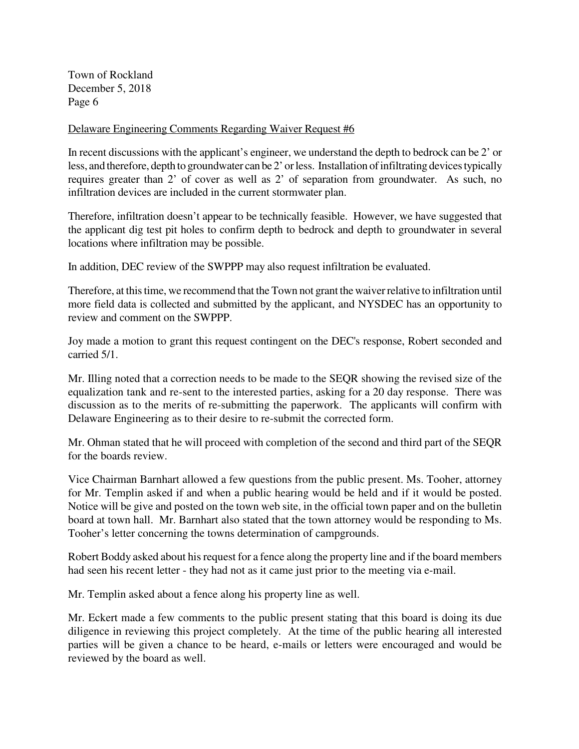Delaware Engineering Comments Regarding Waiver Request #6

In recent discussions with the applicant's engineer, we understand the depth to bedrock can be 2' or less, and therefore, depth to groundwater can be 2' or less. Installation of infiltrating devices typically requires greater than 2' of cover as well as 2' of separation from groundwater. As such, no infiltration devices are included in the current stormwater plan.

Therefore, infiltration doesn't appear to be technically feasible. However, we have suggested that the applicant dig test pit holes to confirm depth to bedrock and depth to groundwater in several locations where infiltration may be possible.

In addition, DEC review of the SWPPP may also request infiltration be evaluated.

Therefore, at this time, we recommend that the Town not grant the waiver relative to infiltration until more field data is collected and submitted by the applicant, and NYSDEC has an opportunity to review and comment on the SWPPP.

Joy made a motion to grant this request contingent on the DEC's response, Robert seconded and carried 5/1.

Mr. Illing noted that a correction needs to be made to the SEQR showing the revised size of the equalization tank and re-sent to the interested parties, asking for a 20 day response. There was discussion as to the merits of re-submitting the paperwork. The applicants will confirm with Delaware Engineering as to their desire to re-submit the corrected form.

Mr. Ohman stated that he will proceed with completion of the second and third part of the SEQR for the boards review.

Vice Chairman Barnhart allowed a few questions from the public present. Ms. Tooher, attorney for Mr. Templin asked if and when a public hearing would be held and if it would be posted. Notice will be give and posted on the town web site, in the official town paper and on the bulletin board at town hall. Mr. Barnhart also stated that the town attorney would be responding to Ms. Tooher's letter concerning the towns determination of campgrounds.

Robert Boddy asked about his request for a fence along the property line and if the board members had seen his recent letter - they had not as it came just prior to the meeting via e-mail.

Mr. Templin asked about a fence along his property line as well.

Mr. Eckert made a few comments to the public present stating that this board is doing its due diligence in reviewing this project completely. At the time of the public hearing all interested parties will be given a chance to be heard, e-mails or letters were encouraged and would be reviewed by the board as well.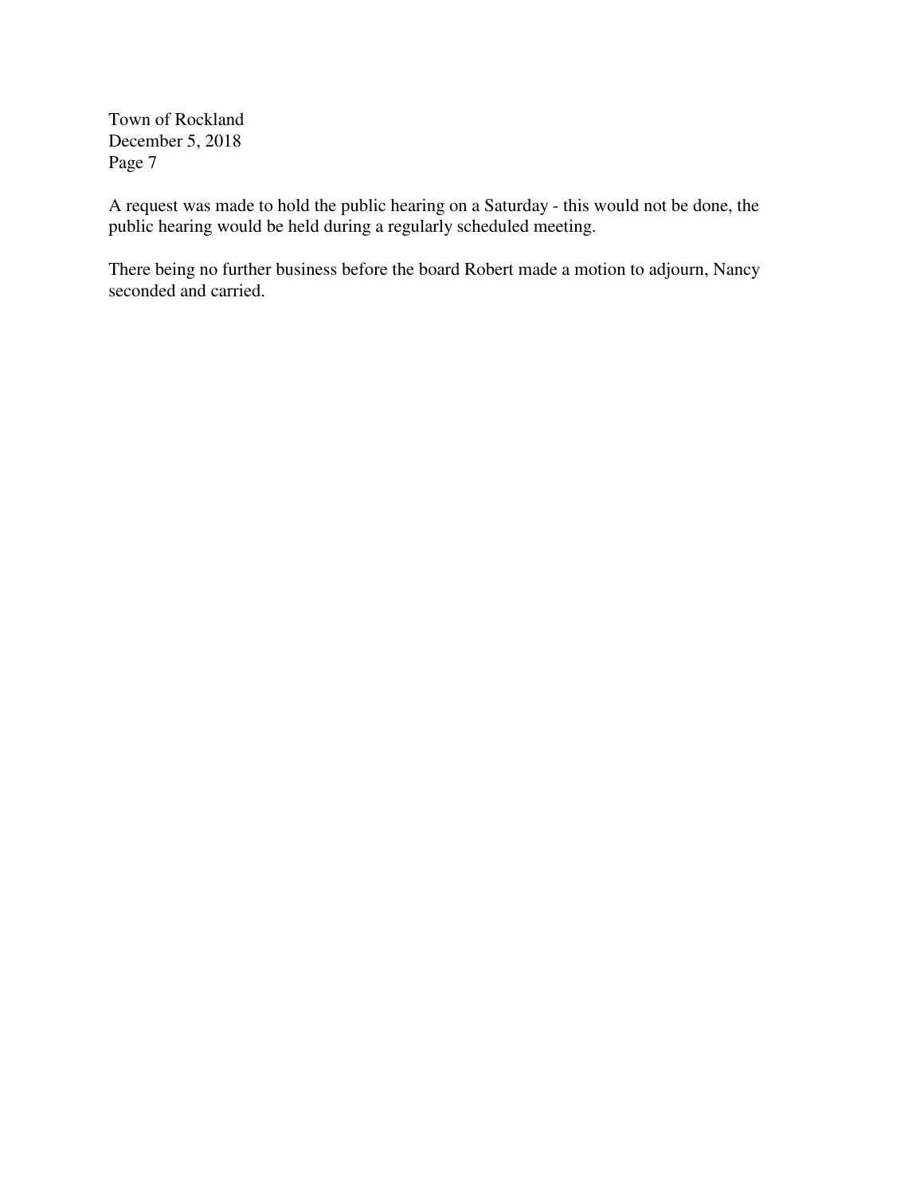A request was made to hold the public hearing on a Saturday - this would not be done, the public hearing would be held during a regularly scheduled meeting.

There being no further business before the board Robert made a motion to adjourn, Nancy seconded and carried.